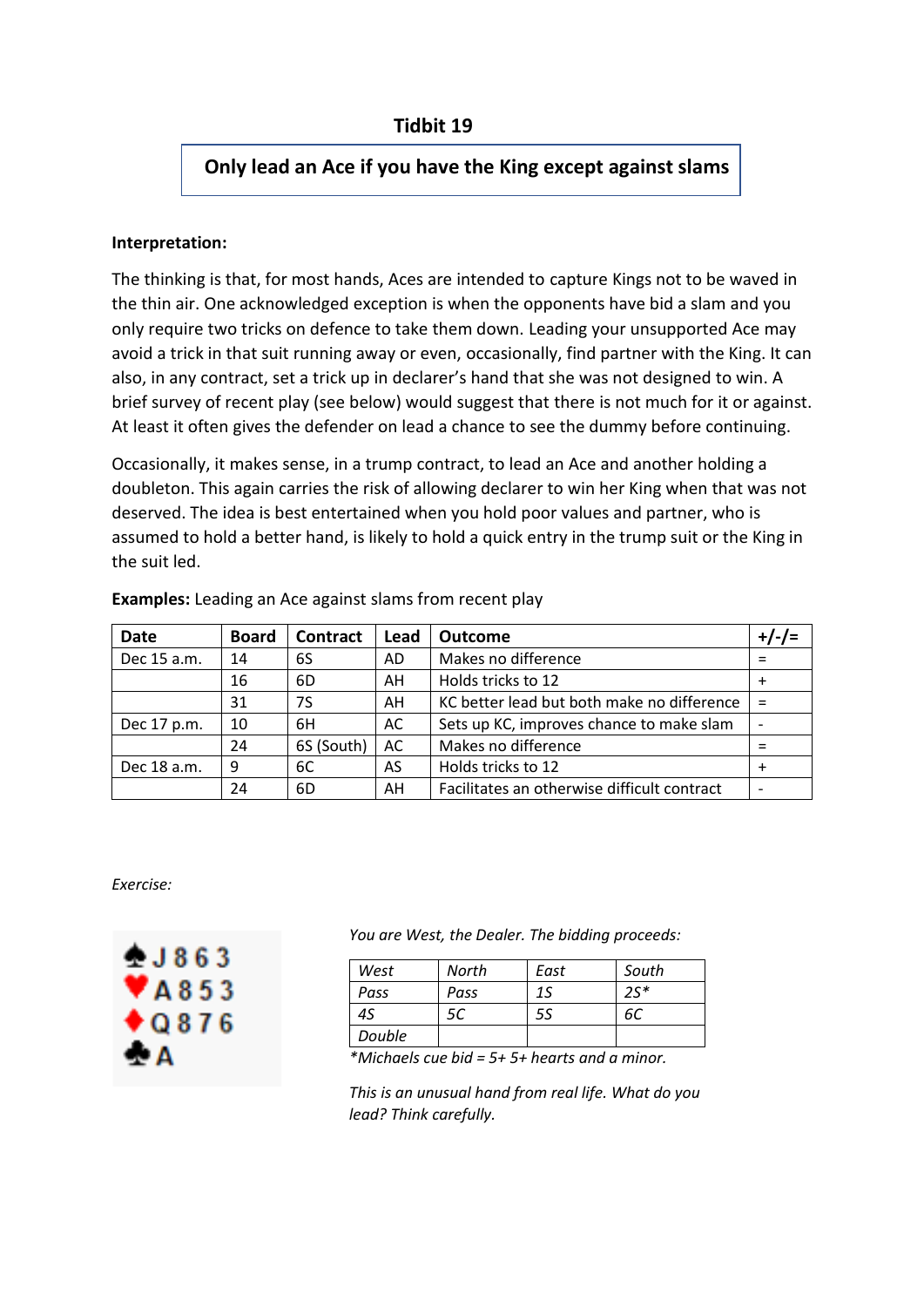## Tidbit 19

**Only lead an Ace if you have the King except against slams**

**Interpretation:**

The thinking is that, for most hands, Aces are intended to capture Kings not to be waved in the thin air. One acknowledged exception is when the opponents have bid a slam and you only require two tricks on defence to take them down. Leading your unsupported Ace may avoid a trick in that suit running away or even, occasionally, find partner with the King. It can also, in any contract, set a trick up in declarer's hand that she was not designed to win. A brief survey of recent play (see below) would suggest that there is not much for it or against. At least it often gives the defender on lead a chance to see the dummy before continuing.

Occasionally, it makes sense, in a trump contract, to lead an Ace and another holding a doubleton. This again carries the risk of allowing declarer to win her King when that was not deserved. The idea is best entertained when you hold poor values and partner, who is assumed to hold a better hand, is likely to hold a quick entry in the trump suit or the King in the suit led.

**Examples:** Leading an Ace against slams from recent play

| Date | Board | Contract | Lead | Outcome | +/-/= |
|---|---|---|---|---|---|
| Dec 15 a.m. | 14 | 6S | AD | Makes no difference | = |
| | 16 | 6D | AH | Holds tricks to 12 | + |
| | 31 | 7S | AH | KC better lead but both make no difference | = |
| Dec 17 p.m. | 10 | 6H | AC | Sets up KC, improves chance to make slam | - |
| | 24 | 6S (South) | AC | Makes no difference | = |
| Dec 18 a.m. | 9 | 6C | AS | Holds tricks to 12 | + |
| | 24 | 6D | AH | Facilitates an otherwise difficult contract | - |

*Exercise:*

♠J 8 6 3
♥A 8 5 3
♦Q 8 7 6
♣A

*You are West, the Dealer. The bidding proceeds:*

| West | North | East | South |
|---|---|---|---|
| Pass | Pass | 1S | 2S* |
| 4S | 5C | 5S | 6C |
| Double | | | |

*\*Michaels cue bid = 5+ 5+ hearts and a minor.*

*This is an unusual hand from real life. What do you lead? Think carefully.*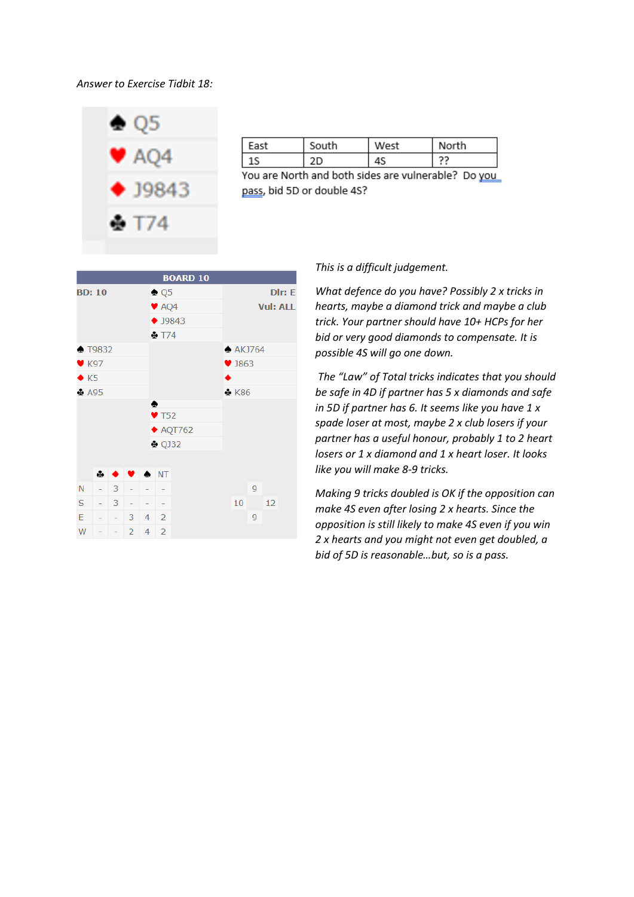*Answer to Exercise Tidbit 18:*

| |
|---|
| ♠ Q5 |
| ♥ AQ4 |
| ♦ J9843 |
| ♣ T74 |

| East | South | West | North |
|---|---|---|---|
| 1S | 2D | 4S | ?? |

You are North and both sides are vulnerable? Do you pass, bid 5D or double 4S?

**BOARD 10**

BD: 10 — Dlr: E — Vul: ALL

| | North | |
|---|---|---|
| | ♠ Q5 | |
| | ♥ AQ4 | |
| | ♦ J9843 | |
| | ♣ T74 | |
| **West** | | **East** |
| ♠ T9832 | | ♠ AKJ764 |
| ♥ K97 | | ♥ J863 |
| ♦ K5 | | ♦ |
| ♣ A95 | | ♣ K86 |
| | **South** | |
| | ♠ | |
| | ♥ T52 | |
| | ♦ AQT762 | |
| | ♣ QJ32 | |

| | ♣ | ♦ | ♥ | ♠ | NT |
|---|---|---|---|---|---|
| N | - | 3 | - | - | - |
| S | - | 3 | - | - | - |
| E | - | - | 3 | 4 | 2 |
| W | - | - | 2 | 4 | 2 |

| | | |
|---|---|---|
| | 9 | |
| 10 | | 12 |
| | 9 | |

*This is a difficult judgement.*

*What defence do you have? Possibly 2 x tricks in hearts, maybe a diamond trick and maybe a club trick. Your partner should have 10+ HCPs for her bid or very good diamonds to compensate. It is possible 4S will go one down.*

*The "Law" of Total tricks indicates that you should be safe in 4D if partner has 5 x diamonds and safe in 5D if partner has 6. It seems like you have 1 x spade loser at most, maybe 2 x club losers if your partner has a useful honour, probably 1 to 2 heart losers or 1 x diamond and 1 x heart loser. It looks like you will make 8-9 tricks.*

*Making 9 tricks doubled is OK if the opposition can make 4S even after losing 2 x hearts. Since the opposition is still likely to make 4S even if you win 2 x hearts and you might not even get doubled, a bid of 5D is reasonable…but, so is a pass.*